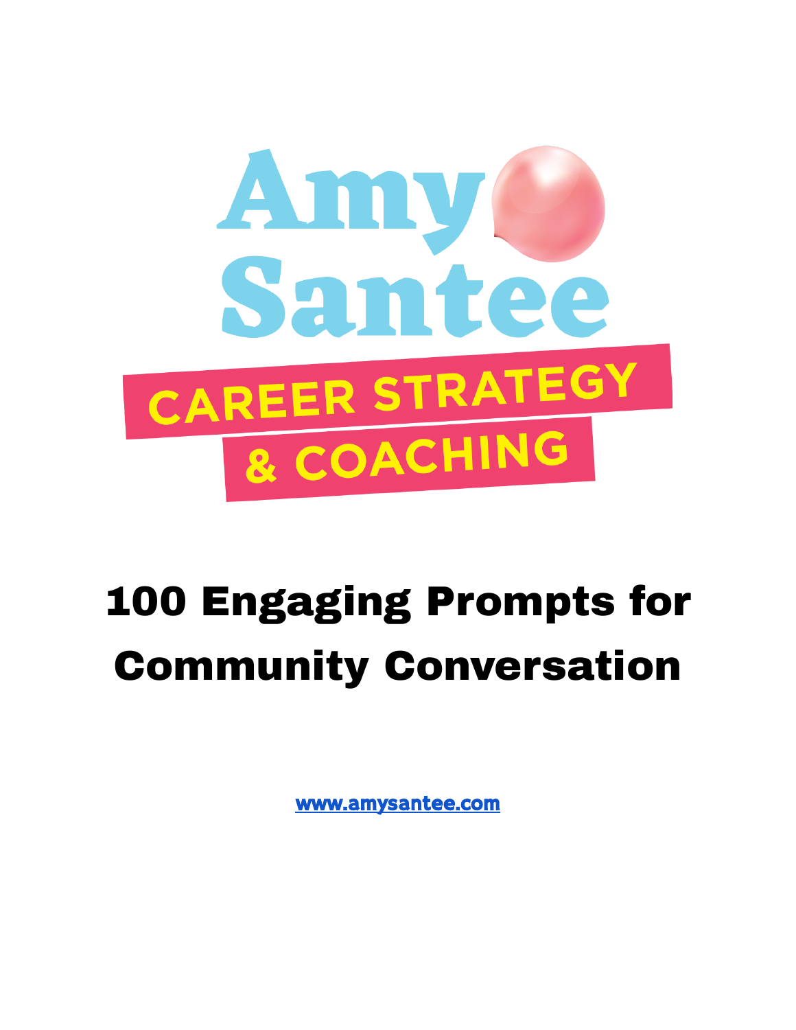Amy Santee

CAREER STRATEGY & COACHING

# 100 Engaging Prompts for Community Conversation

www.amysantee.com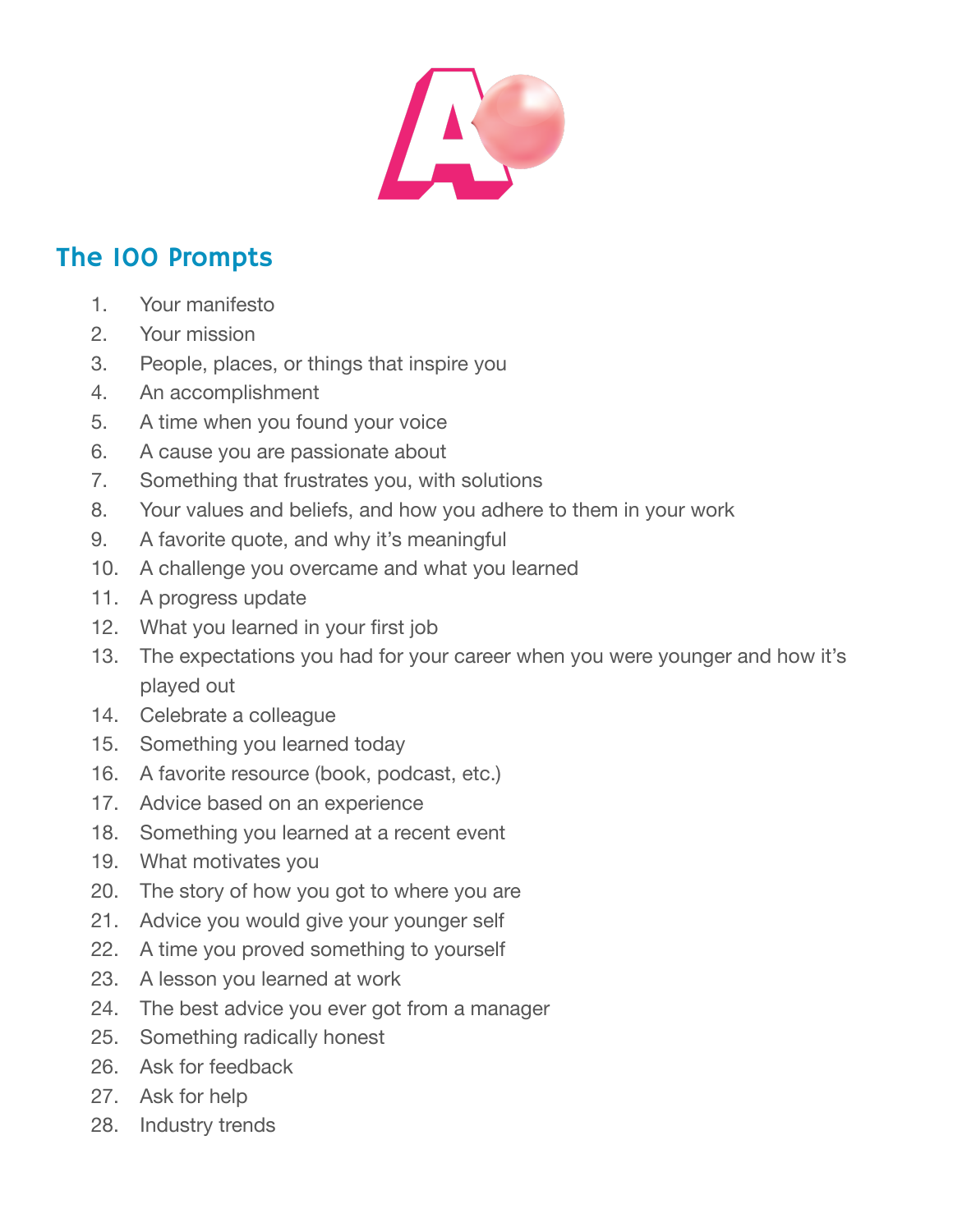## The 100 Prompts

1. Your manifesto
2. Your mission
3. People, places, or things that inspire you
4. An accomplishment
5. A time when you found your voice
6. A cause you are passionate about
7. Something that frustrates you, with solutions
8. Your values and beliefs, and how you adhere to them in your work
9. A favorite quote, and why it's meaningful
10. A challenge you overcame and what you learned
11. A progress update
12. What you learned in your first job
13. The expectations you had for your career when you were younger and how it's played out
14. Celebrate a colleague
15. Something you learned today
16. A favorite resource (book, podcast, etc.)
17. Advice based on an experience
18. Something you learned at a recent event
19. What motivates you
20. The story of how you got to where you are
21. Advice you would give your younger self
22. A time you proved something to yourself
23. A lesson you learned at work
24. The best advice you ever got from a manager
25. Something radically honest
26. Ask for feedback
27. Ask for help
28. Industry trends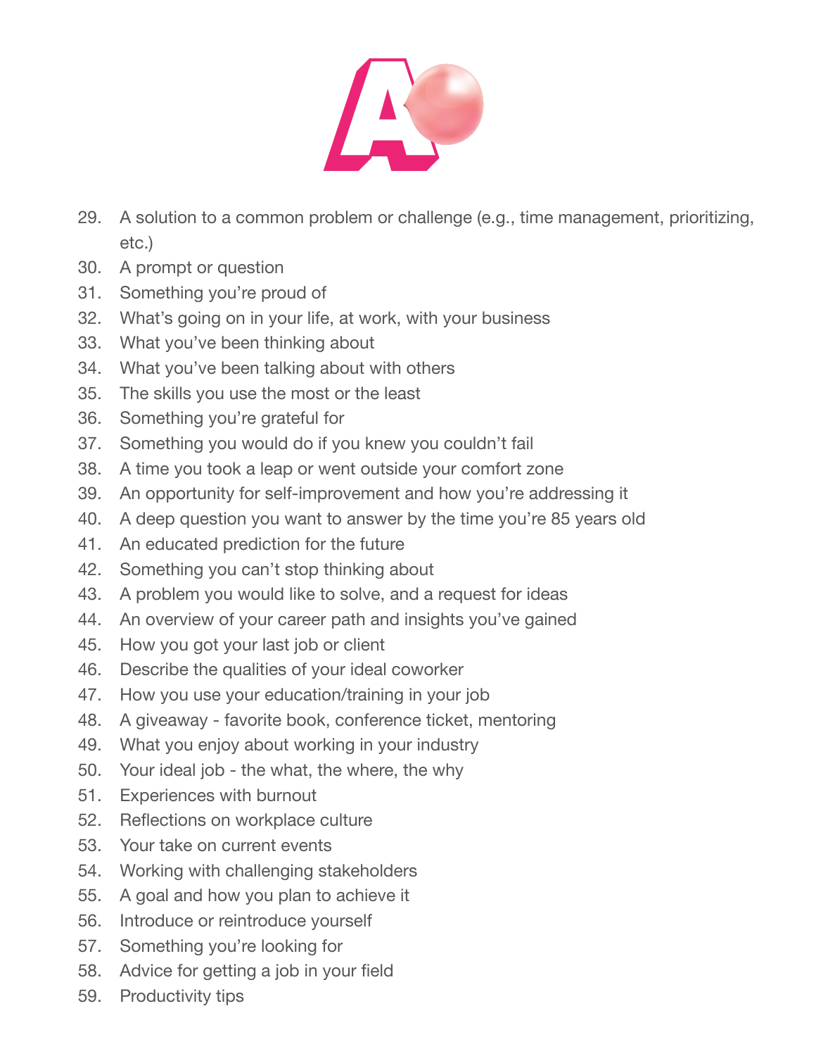29. A solution to a common problem or challenge (e.g., time management, prioritizing, etc.)
30. A prompt or question
31. Something you're proud of
32. What's going on in your life, at work, with your business
33. What you've been thinking about
34. What you've been talking about with others
35. The skills you use the most or the least
36. Something you're grateful for
37. Something you would do if you knew you couldn't fail
38. A time you took a leap or went outside your comfort zone
39. An opportunity for self-improvement and how you're addressing it
40. A deep question you want to answer by the time you're 85 years old
41. An educated prediction for the future
42. Something you can't stop thinking about
43. A problem you would like to solve, and a request for ideas
44. An overview of your career path and insights you've gained
45. How you got your last job or client
46. Describe the qualities of your ideal coworker
47. How you use your education/training in your job
48. A giveaway - favorite book, conference ticket, mentoring
49. What you enjoy about working in your industry
50. Your ideal job - the what, the where, the why
51. Experiences with burnout
52. Reflections on workplace culture
53. Your take on current events
54. Working with challenging stakeholders
55. A goal and how you plan to achieve it
56. Introduce or reintroduce yourself
57. Something you're looking for
58. Advice for getting a job in your field
59. Productivity tips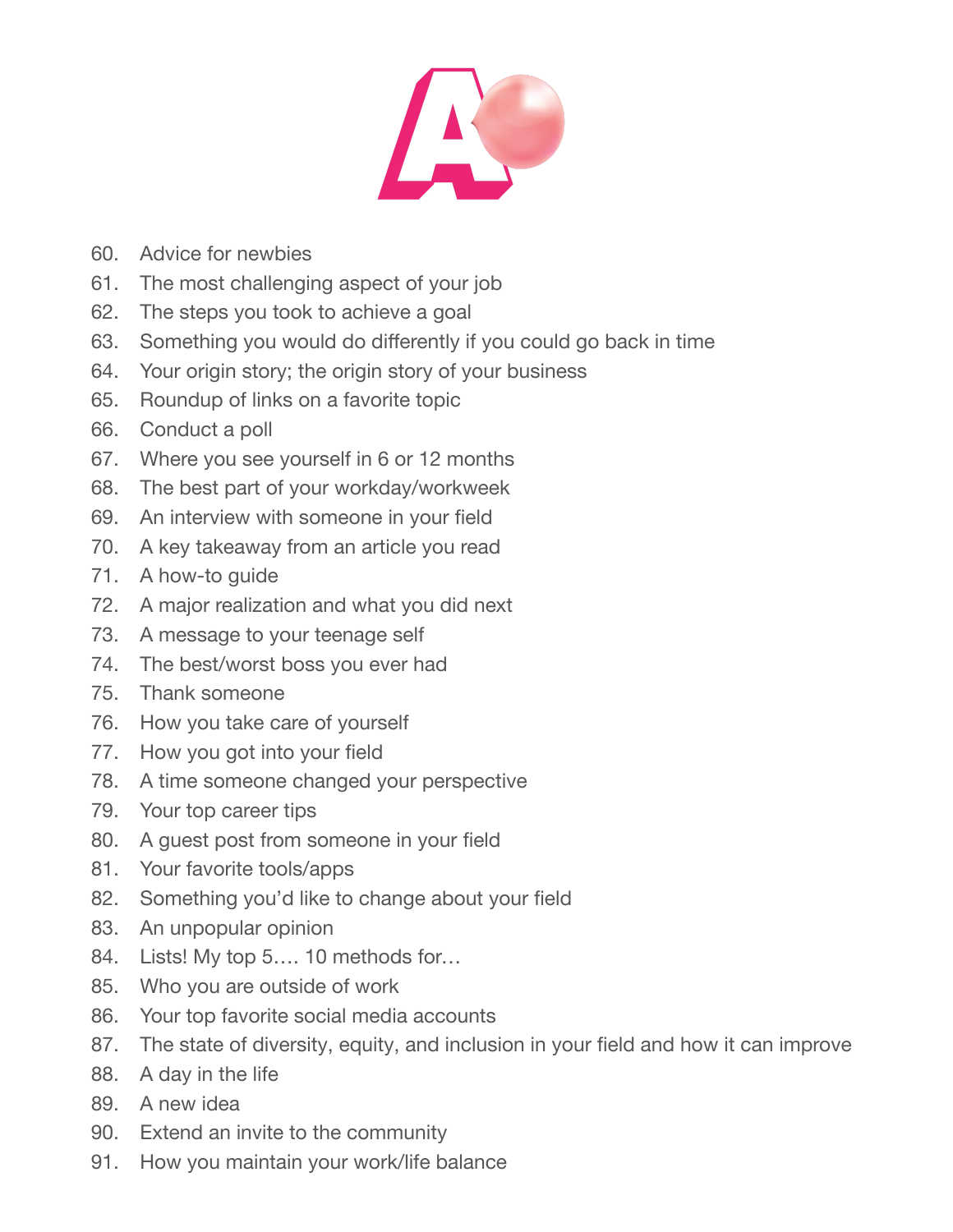60. Advice for newbies
61. The most challenging aspect of your job
62. The steps you took to achieve a goal
63. Something you would do differently if you could go back in time
64. Your origin story; the origin story of your business
65. Roundup of links on a favorite topic
66. Conduct a poll
67. Where you see yourself in 6 or 12 months
68. The best part of your workday/workweek
69. An interview with someone in your field
70. A key takeaway from an article you read
71. A how-to guide
72. A major realization and what you did next
73. A message to your teenage self
74. The best/worst boss you ever had
75. Thank someone
76. How you take care of yourself
77. How you got into your field
78. A time someone changed your perspective
79. Your top career tips
80. A guest post from someone in your field
81. Your favorite tools/apps
82. Something you'd like to change about your field
83. An unpopular opinion
84. Lists! My top 5…. 10 methods for…
85. Who you are outside of work
86. Your top favorite social media accounts
87. The state of diversity, equity, and inclusion in your field and how it can improve
88. A day in the life
89. A new idea
90. Extend an invite to the community
91. How you maintain your work/life balance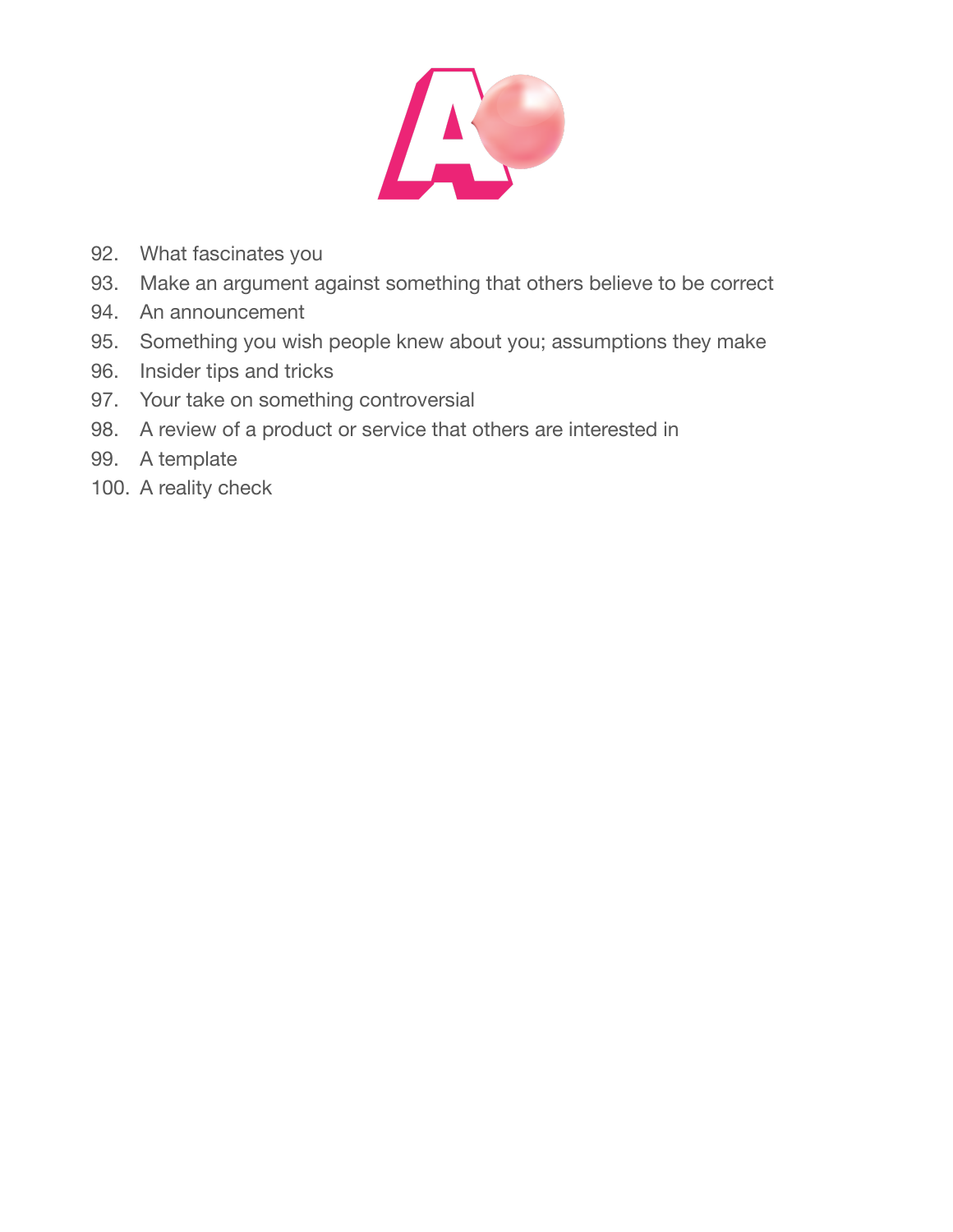92. What fascinates you
93. Make an argument against something that others believe to be correct
94. An announcement
95. Something you wish people knew about you; assumptions they make
96. Insider tips and tricks
97. Your take on something controversial
98. A review of a product or service that others are interested in
99. A template
100. A reality check